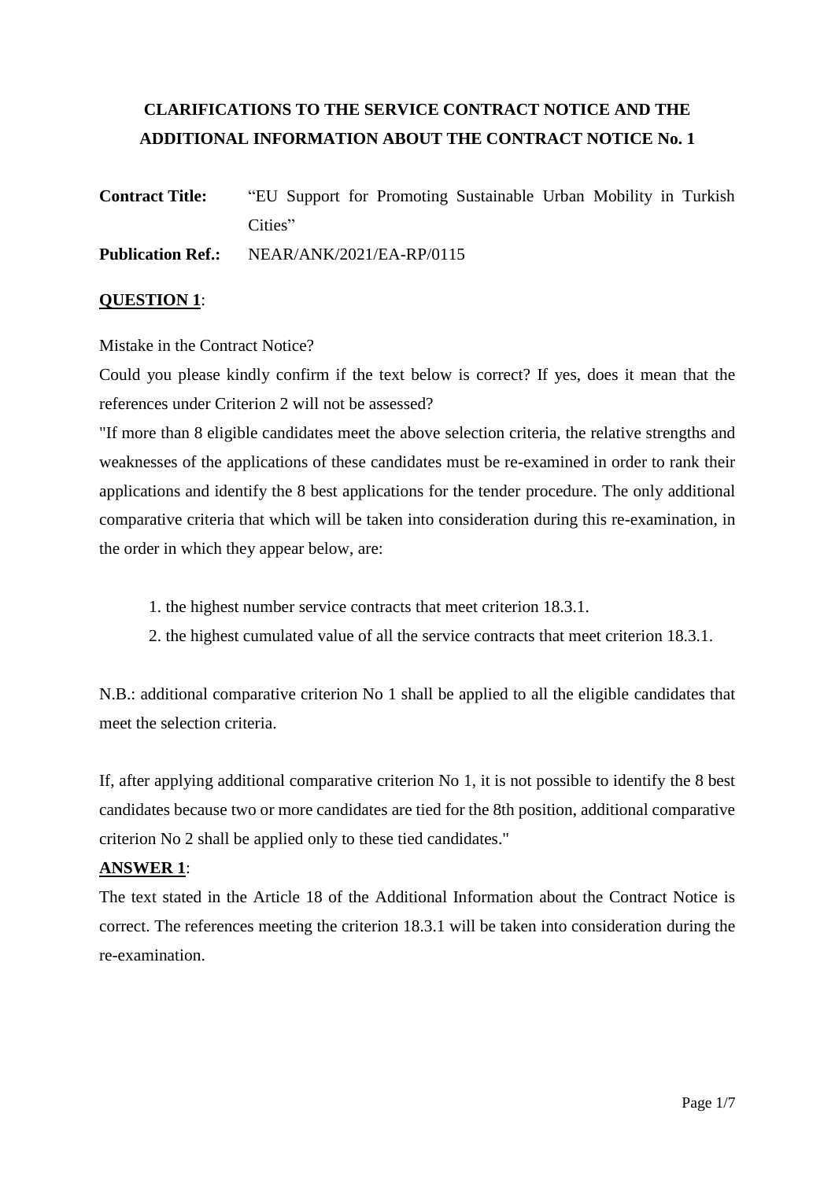# CLARIFICATIONS TO THE SERVICE CONTRACT NOTICE AND THE ADDITIONAL INFORMATION ABOUT THE CONTRACT NOTICE No. 1

**Contract Title:** "EU Support for Promoting Sustainable Urban Mobility in Turkish Cities"

**Publication Ref.:** NEAR/ANK/2021/EA-RP/0115

**QUESTION 1**:

Mistake in the Contract Notice?

Could you please kindly confirm if the text below is correct? If yes, does it mean that the references under Criterion 2 will not be assessed?

"If more than 8 eligible candidates meet the above selection criteria, the relative strengths and weaknesses of the applications of these candidates must be re-examined in order to rank their applications and identify the 8 best applications for the tender procedure. The only additional comparative criteria that which will be taken into consideration during this re-examination, in the order in which they appear below, are:

1. the highest number service contracts that meet criterion 18.3.1.
2. the highest cumulated value of all the service contracts that meet criterion 18.3.1.

N.B.: additional comparative criterion No 1 shall be applied to all the eligible candidates that meet the selection criteria.

If, after applying additional comparative criterion No 1, it is not possible to identify the 8 best candidates because two or more candidates are tied for the 8th position, additional comparative criterion No 2 shall be applied only to these tied candidates."

**ANSWER 1**:

The text stated in the Article 18 of the Additional Information about the Contract Notice is correct. The references meeting the criterion 18.3.1 will be taken into consideration during the re-examination.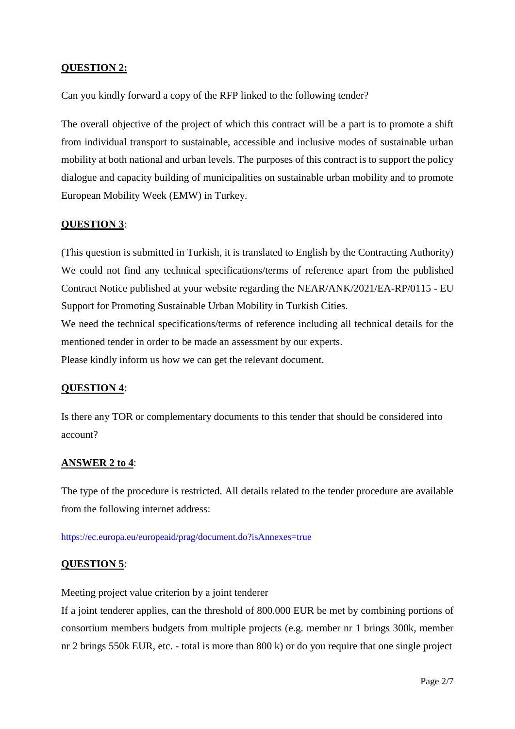**QUESTION 2:**

Can you kindly forward a copy of the RFP linked to the following tender?

The overall objective of the project of which this contract will be a part is to promote a shift from individual transport to sustainable, accessible and inclusive modes of sustainable urban mobility at both national and urban levels. The purposes of this contract is to support the policy dialogue and capacity building of municipalities on sustainable urban mobility and to promote European Mobility Week (EMW) in Turkey.

**QUESTION 3**:

(This question is submitted in Turkish, it is translated to English by the Contracting Authority) We could not find any technical specifications/terms of reference apart from the published Contract Notice published at your website regarding the NEAR/ANK/2021/EA-RP/0115 - EU Support for Promoting Sustainable Urban Mobility in Turkish Cities.

We need the technical specifications/terms of reference including all technical details for the mentioned tender in order to be made an assessment by our experts.

Please kindly inform us how we can get the relevant document.

**QUESTION 4**:

Is there any TOR or complementary documents to this tender that should be considered into account?

**ANSWER 2 to 4**:

The type of the procedure is restricted. All details related to the tender procedure are available from the following internet address:

https://ec.europa.eu/europeaid/prag/document.do?isAnnexes=true

**QUESTION 5**:

Meeting project value criterion by a joint tenderer

If a joint tenderer applies, can the threshold of 800.000 EUR be met by combining portions of consortium members budgets from multiple projects (e.g. member nr 1 brings 300k, member nr 2 brings 550k EUR, etc. - total is more than 800 k) or do you require that one single project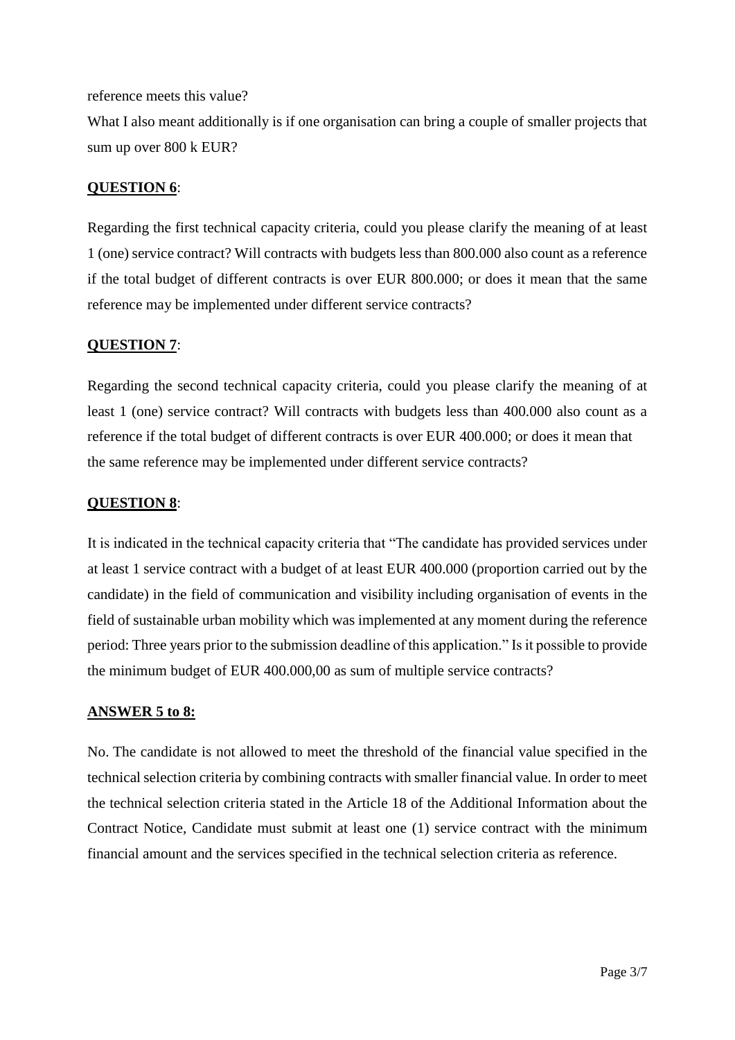reference meets this value?

What I also meant additionally is if one organisation can bring a couple of smaller projects that sum up over 800 k EUR?

**QUESTION 6**:

Regarding the first technical capacity criteria, could you please clarify the meaning of at least 1 (one) service contract? Will contracts with budgets less than 800.000 also count as a reference if the total budget of different contracts is over EUR 800.000; or does it mean that the same reference may be implemented under different service contracts?

**QUESTION 7**:

Regarding the second technical capacity criteria, could you please clarify the meaning of at least 1 (one) service contract? Will contracts with budgets less than 400.000 also count as a reference if the total budget of different contracts is over EUR 400.000; or does it mean that the same reference may be implemented under different service contracts?

**QUESTION 8**:

It is indicated in the technical capacity criteria that "The candidate has provided services under at least 1 service contract with a budget of at least EUR 400.000 (proportion carried out by the candidate) in the field of communication and visibility including organisation of events in the field of sustainable urban mobility which was implemented at any moment during the reference period: Three years prior to the submission deadline of this application." Is it possible to provide the minimum budget of EUR 400.000,00 as sum of multiple service contracts?

**ANSWER 5 to 8:**

No. The candidate is not allowed to meet the threshold of the financial value specified in the technical selection criteria by combining contracts with smaller financial value. In order to meet the technical selection criteria stated in the Article 18 of the Additional Information about the Contract Notice, Candidate must submit at least one (1) service contract with the minimum financial amount and the services specified in the technical selection criteria as reference.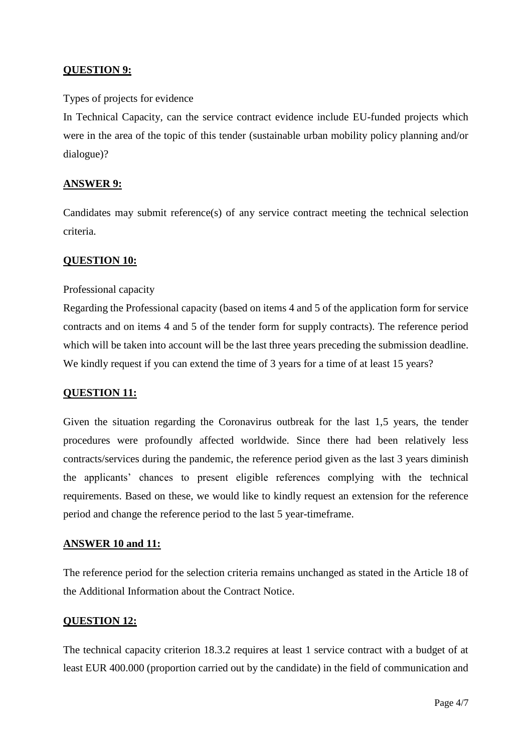**QUESTION 9:**

Types of projects for evidence

In Technical Capacity, can the service contract evidence include EU-funded projects which were in the area of the topic of this tender (sustainable urban mobility policy planning and/or dialogue)?

**ANSWER 9:**

Candidates may submit reference(s) of any service contract meeting the technical selection criteria.

**QUESTION 10:**

Professional capacity

Regarding the Professional capacity (based on items 4 and 5 of the application form for service contracts and on items 4 and 5 of the tender form for supply contracts). The reference period which will be taken into account will be the last three years preceding the submission deadline. We kindly request if you can extend the time of 3 years for a time of at least 15 years?

**QUESTION 11:**

Given the situation regarding the Coronavirus outbreak for the last 1,5 years, the tender procedures were profoundly affected worldwide. Since there had been relatively less contracts/services during the pandemic, the reference period given as the last 3 years diminish the applicants' chances to present eligible references complying with the technical requirements. Based on these, we would like to kindly request an extension for the reference period and change the reference period to the last 5 year-timeframe.

**ANSWER 10 and 11:**

The reference period for the selection criteria remains unchanged as stated in the Article 18 of the Additional Information about the Contract Notice.

**QUESTION 12:**

The technical capacity criterion 18.3.2 requires at least 1 service contract with a budget of at least EUR 400.000 (proportion carried out by the candidate) in the field of communication and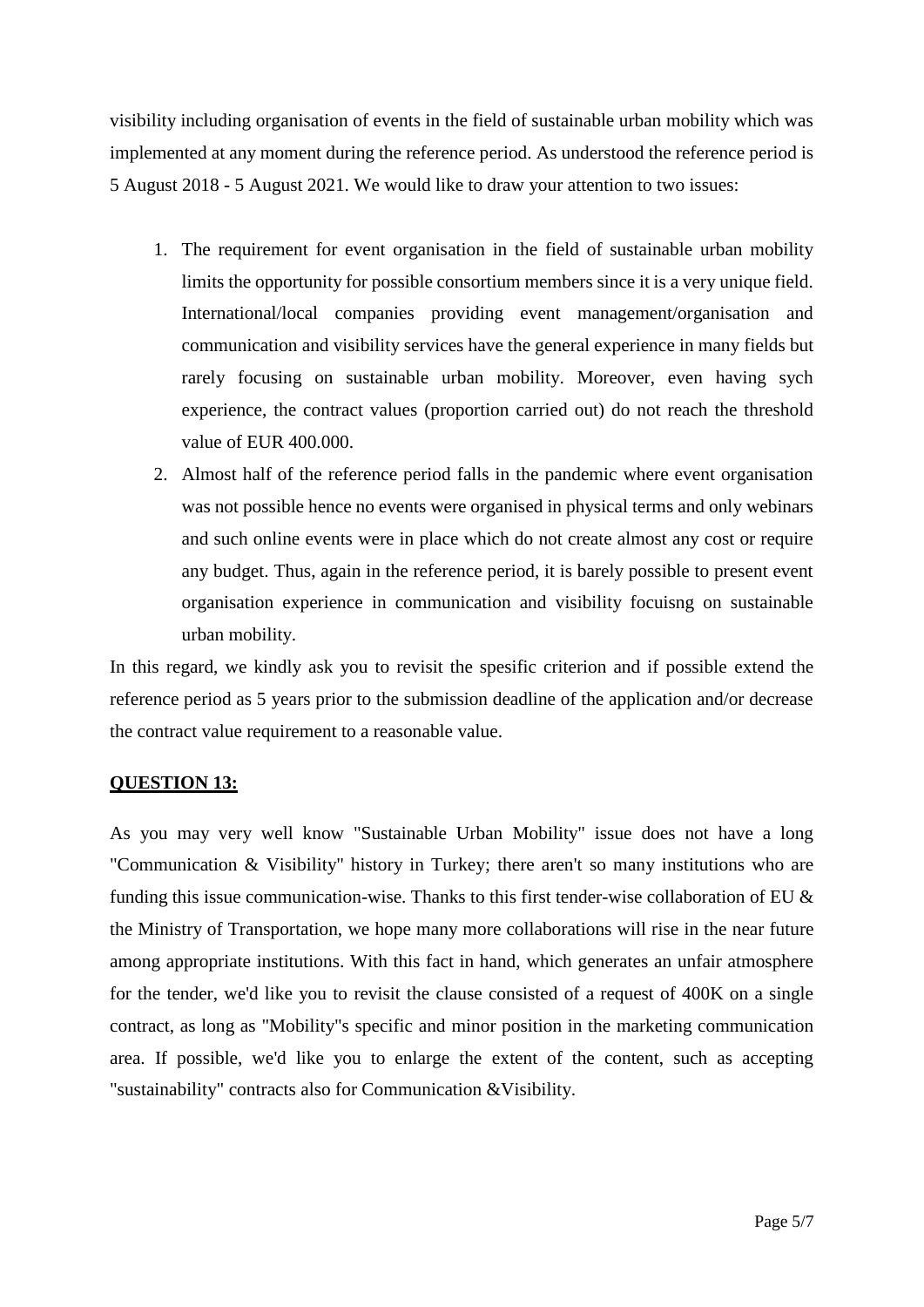visibility including organisation of events in the field of sustainable urban mobility which was implemented at any moment during the reference period. As understood the reference period is 5 August 2018 - 5 August 2021. We would like to draw your attention to two issues:

1. The requirement for event organisation in the field of sustainable urban mobility limits the opportunity for possible consortium members since it is a very unique field. International/local companies providing event management/organisation and communication and visibility services have the general experience in many fields but rarely focusing on sustainable urban mobility. Moreover, even having sych experience, the contract values (proportion carried out) do not reach the threshold value of EUR 400.000.
2. Almost half of the reference period falls in the pandemic where event organisation was not possible hence no events were organised in physical terms and only webinars and such online events were in place which do not create almost any cost or require any budget. Thus, again in the reference period, it is barely possible to present event organisation experience in communication and visibility focuisng on sustainable urban mobility.

In this regard, we kindly ask you to revisit the spesific criterion and if possible extend the reference period as 5 years prior to the submission deadline of the application and/or decrease the contract value requirement to a reasonable value.

**QUESTION 13:**

As you may very well know "Sustainable Urban Mobility" issue does not have a long "Communication & Visibility" history in Turkey; there aren't so many institutions who are funding this issue communication-wise. Thanks to this first tender-wise collaboration of EU & the Ministry of Transportation, we hope many more collaborations will rise in the near future among appropriate institutions. With this fact in hand, which generates an unfair atmosphere for the tender, we'd like you to revisit the clause consisted of a request of 400K on a single contract, as long as "Mobility"s specific and minor position in the marketing communication area. If possible, we'd like you to enlarge the extent of the content, such as accepting "sustainability" contracts also for Communication &Visibility.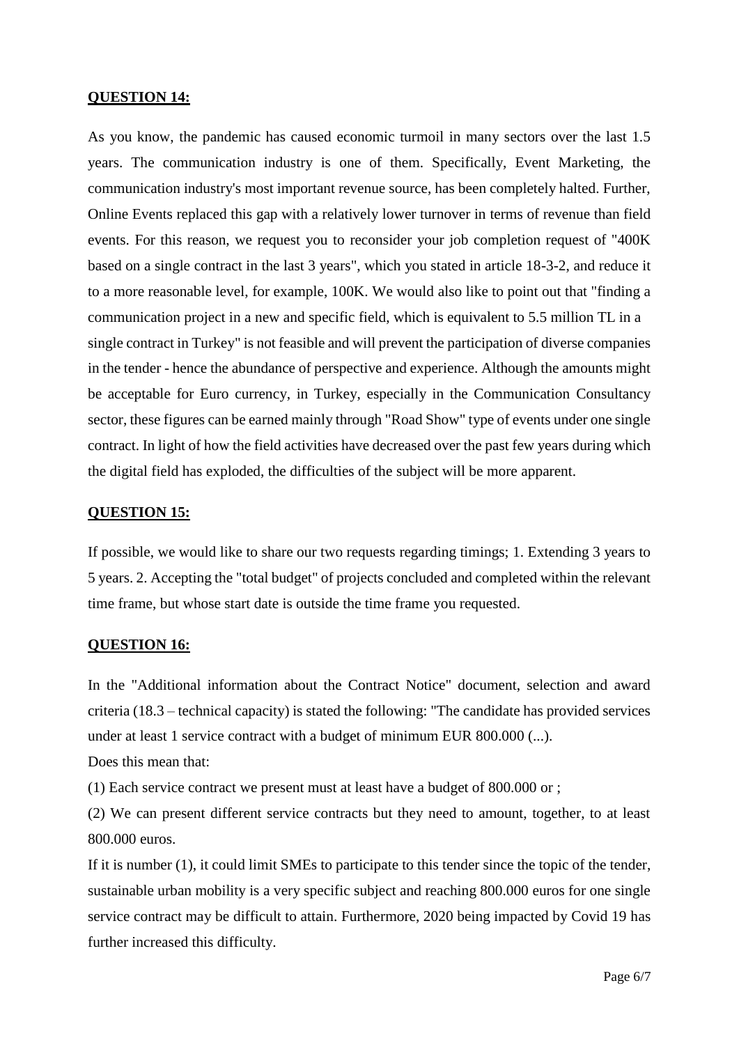**QUESTION 14:**

As you know, the pandemic has caused economic turmoil in many sectors over the last 1.5 years. The communication industry is one of them. Specifically, Event Marketing, the communication industry's most important revenue source, has been completely halted. Further, Online Events replaced this gap with a relatively lower turnover in terms of revenue than field events. For this reason, we request you to reconsider your job completion request of "400K based on a single contract in the last 3 years", which you stated in article 18-3-2, and reduce it to a more reasonable level, for example, 100K. We would also like to point out that "finding a communication project in a new and specific field, which is equivalent to 5.5 million TL in a single contract in Turkey" is not feasible and will prevent the participation of diverse companies in the tender - hence the abundance of perspective and experience. Although the amounts might be acceptable for Euro currency, in Turkey, especially in the Communication Consultancy sector, these figures can be earned mainly through "Road Show" type of events under one single contract. In light of how the field activities have decreased over the past few years during which the digital field has exploded, the difficulties of the subject will be more apparent.

**QUESTION 15:**

If possible, we would like to share our two requests regarding timings; 1. Extending 3 years to 5 years. 2. Accepting the "total budget" of projects concluded and completed within the relevant time frame, but whose start date is outside the time frame you requested.

**QUESTION 16:**

In the "Additional information about the Contract Notice" document, selection and award criteria (18.3 – technical capacity) is stated the following: "The candidate has provided services under at least 1 service contract with a budget of minimum EUR 800.000 (...).

Does this mean that:

(1) Each service contract we present must at least have a budget of 800.000 or ;

(2) We can present different service contracts but they need to amount, together, to at least 800.000 euros.

If it is number (1), it could limit SMEs to participate to this tender since the topic of the tender, sustainable urban mobility is a very specific subject and reaching 800.000 euros for one single service contract may be difficult to attain. Furthermore, 2020 being impacted by Covid 19 has further increased this difficulty.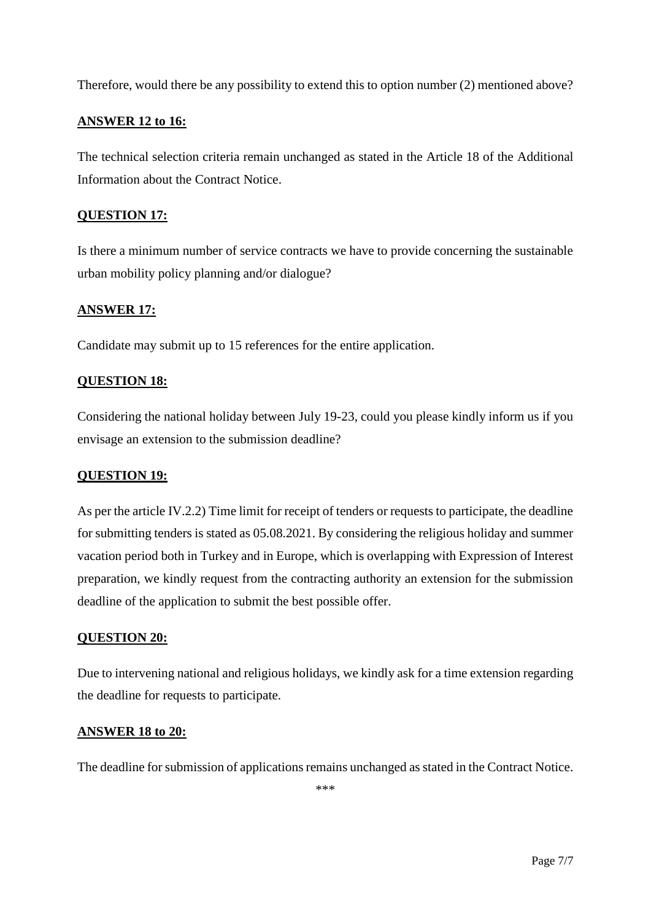Therefore, would there be any possibility to extend this to option number (2) mentioned above?

**ANSWER 12 to 16:**

The technical selection criteria remain unchanged as stated in the Article 18 of the Additional Information about the Contract Notice.

**QUESTION 17:**

Is there a minimum number of service contracts we have to provide concerning the sustainable urban mobility policy planning and/or dialogue?

**ANSWER 17:**

Candidate may submit up to 15 references for the entire application.

**QUESTION 18:**

Considering the national holiday between July 19-23, could you please kindly inform us if you envisage an extension to the submission deadline?

**QUESTION 19:**

As per the article IV.2.2) Time limit for receipt of tenders or requests to participate, the deadline for submitting tenders is stated as 05.08.2021. By considering the religious holiday and summer vacation period both in Turkey and in Europe, which is overlapping with Expression of Interest preparation, we kindly request from the contracting authority an extension for the submission deadline of the application to submit the best possible offer.

**QUESTION 20:**

Due to intervening national and religious holidays, we kindly ask for a time extension regarding the deadline for requests to participate.

**ANSWER 18 to 20:**

The deadline for submission of applications remains unchanged as stated in the Contract Notice.

***